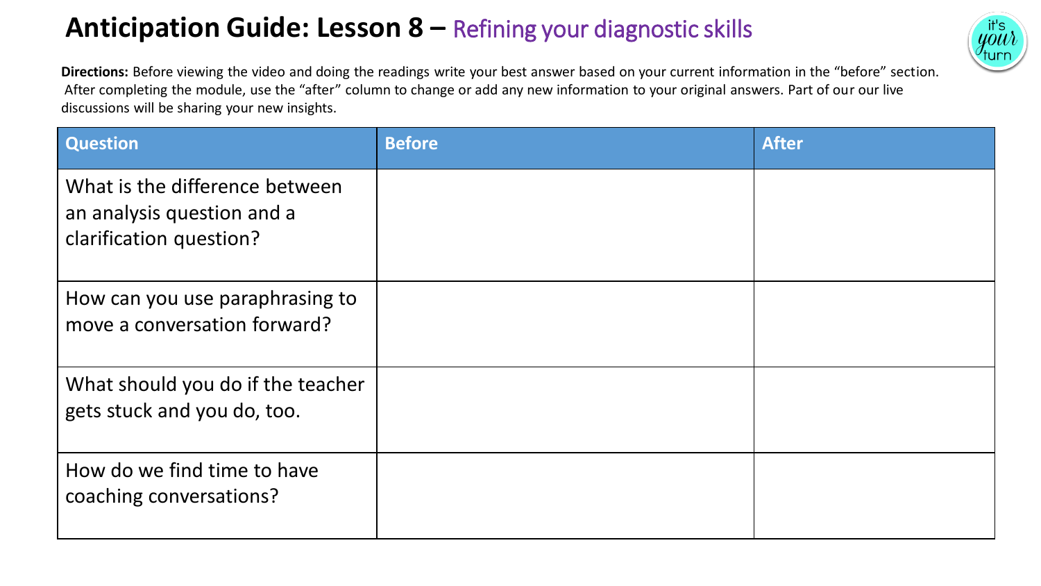# Anticipation Guide: Lesson 8 – Refining your diagnostic skills

**Directions:** Before viewing the video and doing the readings write your best answer based on your current information in the "before" section. After completing the module, use the "after" column to change or add any new information to your original answers. Part of our our live discussions will be sharing your new insights.

| Question | Before | After |
|---|---|---|
| What is the difference between an analysis question and a clarification question? | | |
| How can you use paraphrasing to move a conversation forward? | | |
| What should you do if the teacher gets stuck and you do, too. | | |
| How do we find time to have coaching conversations? | | |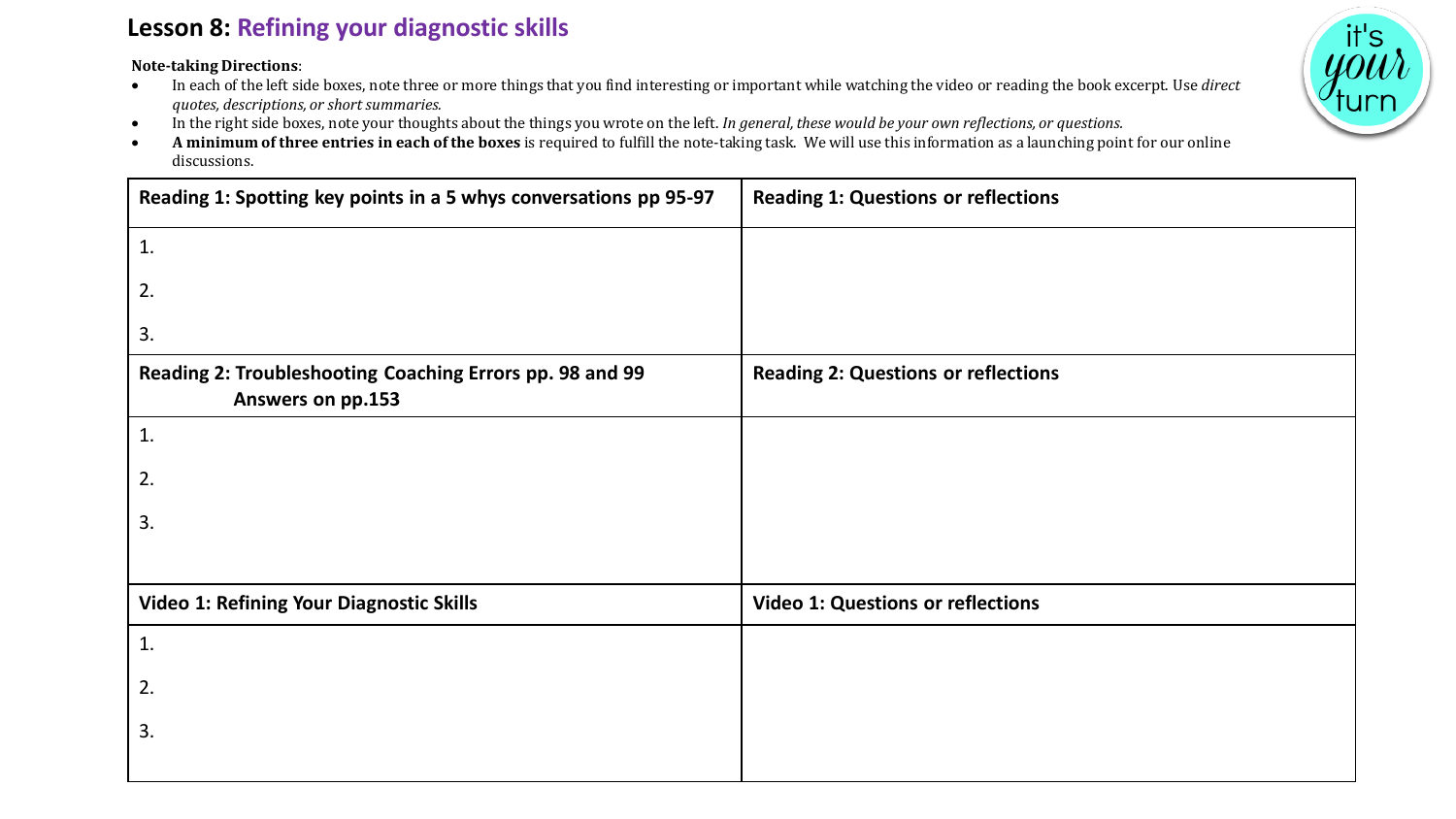## Lesson 8: Refining your diagnostic skills

**Note-taking Directions**:

- In each of the left side boxes, note three or more things that you find interesting or important while watching the video or reading the book excerpt. Use *direct quotes, descriptions, or short summaries.*
- In the right side boxes, note your thoughts about the things you wrote on the left. *In general, these would be your own reflections, or questions.*
- **A minimum of three entries in each of the boxes** is required to fulfill the note-taking task. We will use this information as a launching point for our online discussions.

| Reading 1: Spotting key points in a 5 whys conversations pp 95-97 | Reading 1: Questions or reflections |
|---|---|
| 1.<br>2.<br>3. | |
| **Reading 2: Troubleshooting Coaching Errors pp. 98 and 99 Answers on pp.153** | **Reading 2: Questions or reflections** |
| 1.<br>2.<br>3. | |
| **Video 1: Refining Your Diagnostic Skills** | **Video 1: Questions or reflections** |
| 1.<br>2.<br>3. | |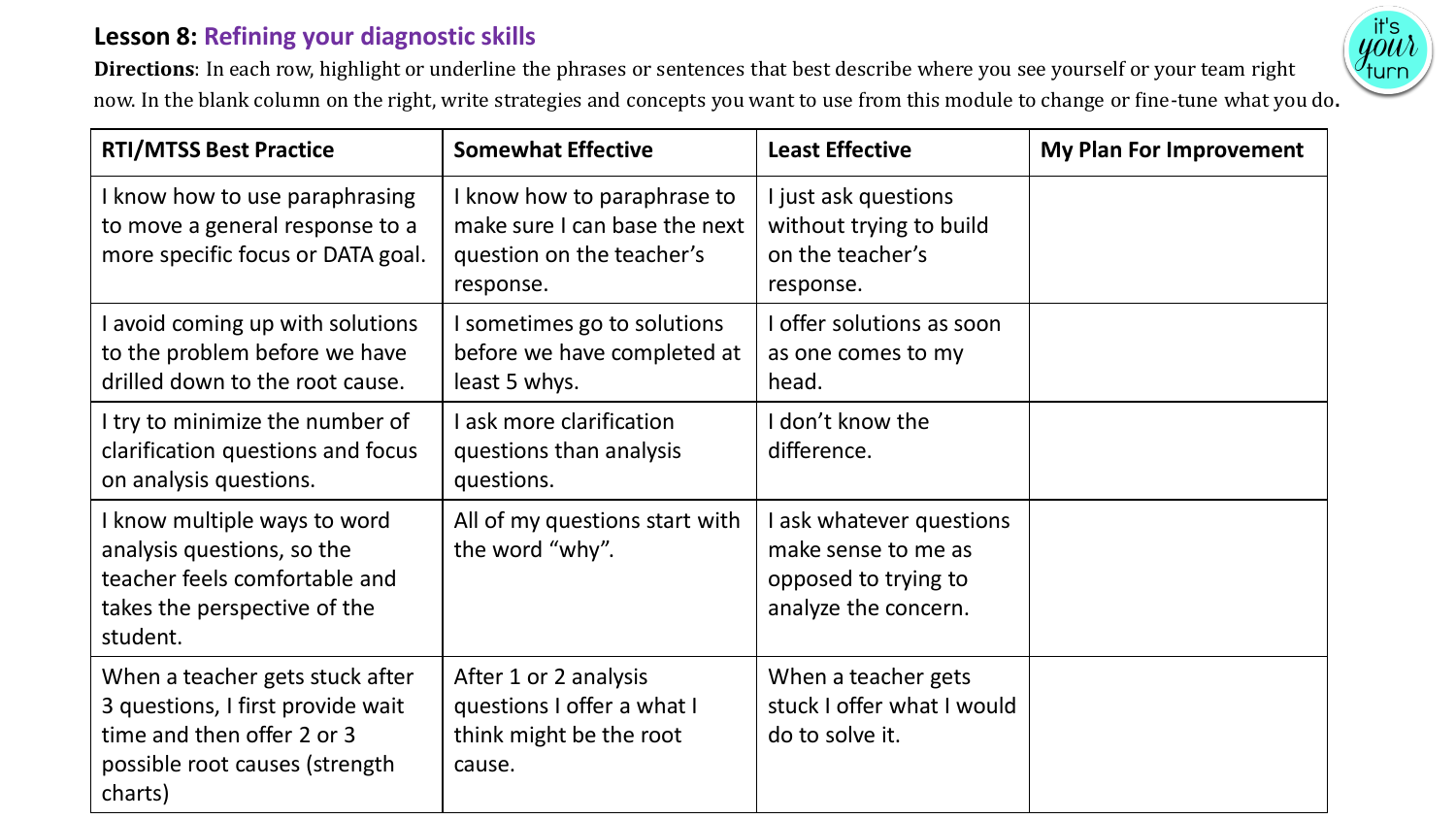**Lesson 8: Refining your diagnostic skills**

**Directions**: In each row, highlight or underline the phrases or sentences that best describe where you see yourself or your team right now. In the blank column on the right, write strategies and concepts you want to use from this module to change or fine-tune what you do**.**

| RTI/MTSS Best Practice | Somewhat Effective | Least Effective | My Plan For Improvement |
| --- | --- | --- | --- |
| I know how to use paraphrasing to move a general response to a more specific focus or DATA goal. | I know how to paraphrase to make sure I can base the next question on the teacher's response. | I just ask questions without trying to build on the teacher's response. | |
| I avoid coming up with solutions to the problem before we have drilled down to the root cause. | I sometimes go to solutions before we have completed at least 5 whys. | I offer solutions as soon as one comes to my head. | |
| I try to minimize the number of clarification questions and focus on analysis questions. | I ask more clarification questions than analysis questions. | I don't know the difference. | |
| I know multiple ways to word analysis questions, so the teacher feels comfortable and takes the perspective of the student. | All of my questions start with the word "why". | I ask whatever questions make sense to me as opposed to trying to analyze the concern. | |
| When a teacher gets stuck after 3 questions, I first provide wait time and then offer 2 or 3 possible root causes (strength charts) | After 1 or 2 analysis questions I offer a what I think might be the root cause. | When a teacher gets stuck I offer what I would do to solve it. | |